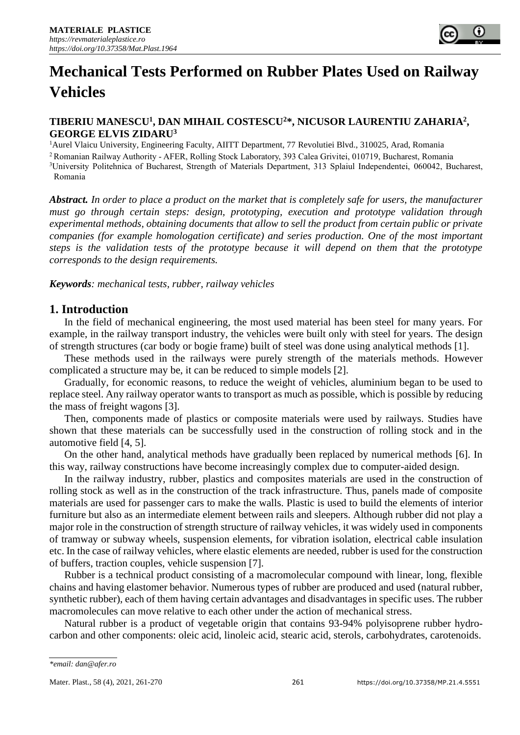# Mechanical Tests Performed on Rubber Plates Used on Railway Vehicles

**TIBERIU MANESCU[1], DAN MIHAIL COSTESCU[2]*, NICUSOR LAURENTIU ZAHARIA[2], GEORGE ELVIS ZIDARU[3]**

[1]Aurel Vlaicu University, Engineering Faculty, AIITT Department, 77 Revolutiei Blvd., 310025, Arad, Romania

[2]Romanian Railway Authority - AFER, Rolling Stock Laboratory, 393 Calea Grivitei, 010719, Bucharest, Romania

[3]University Politehnica of Bucharest, Strength of Materials Department, 313 Splaiul Independentei, 060042, Bucharest, Romania

***Abstract.*** *In order to place a product on the market that is completely safe for users, the manufacturer must go through certain steps: design, prototyping, execution and prototype validation through experimental methods, obtaining documents that allow to sell the product from certain public or private companies (for example homologation certificate) and series production. One of the most important steps is the validation tests of the prototype because it will depend on them that the prototype corresponds to the design requirements.*

***Keywords****: mechanical tests, rubber, railway vehicles*

## 1. Introduction

In the field of mechanical engineering, the most used material has been steel for many years. For example, in the railway transport industry, the vehicles were built only with steel for years. The design of strength structures (car body or bogie frame) built of steel was done using analytical methods [1].

These methods used in the railways were purely strength of the materials methods. However complicated a structure may be, it can be reduced to simple models [2].

Gradually, for economic reasons, to reduce the weight of vehicles, aluminium began to be used to replace steel. Any railway operator wants to transport as much as possible, which is possible by reducing the mass of freight wagons [3].

Then, components made of plastics or composite materials were used by railways. Studies have shown that these materials can be successfully used in the construction of rolling stock and in the automotive field [4, 5].

On the other hand, analytical methods have gradually been replaced by numerical methods [6]. In this way, railway constructions have become increasingly complex due to computer-aided design.

In the railway industry, rubber, plastics and composites materials are used in the construction of rolling stock as well as in the construction of the track infrastructure. Thus, panels made of composite materials are used for passenger cars to make the walls. Plastic is used to build the elements of interior furniture but also as an intermediate element between rails and sleepers. Although rubber did not play a major role in the construction of strength structure of railway vehicles, it was widely used in components of tramway or subway wheels, suspension elements, for vibration isolation, electrical cable insulation etc. In the case of railway vehicles, where elastic elements are needed, rubber is used for the construction of buffers, traction couples, vehicle suspension [7].

Rubber is a technical product consisting of a macromolecular compound with linear, long, flexible chains and having elastomer behavior. Numerous types of rubber are produced and used (natural rubber, synthetic rubber), each of them having certain advantages and disadvantages in specific uses. The rubber macromolecules can move relative to each other under the action of mechanical stress.

Natural rubber is a product of vegetable origin that contains 93-94% polyisoprene rubber hydro-carbon and other components: oleic acid, linoleic acid, stearic acid, sterols, carbohydrates, carotenoids.

*\*email: dan@afer.ro*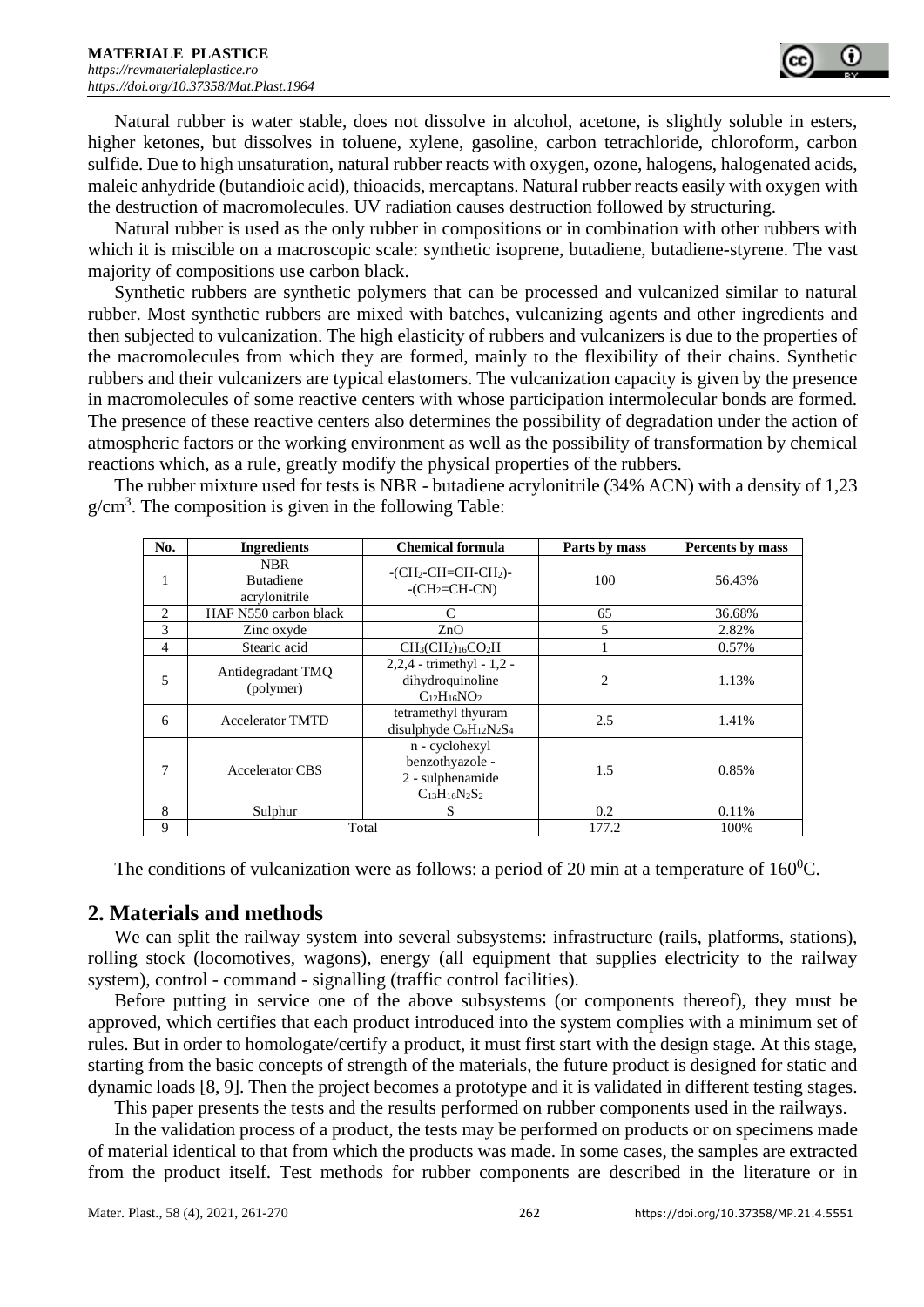Natural rubber is water stable, does not dissolve in alcohol, acetone, is slightly soluble in esters, higher ketones, but dissolves in toluene, xylene, gasoline, carbon tetrachloride, chloroform, carbon sulfide. Due to high unsaturation, natural rubber reacts with oxygen, ozone, halogens, halogenated acids, maleic anhydride (butandioic acid), thioacids, mercaptans. Natural rubber reacts easily with oxygen with the destruction of macromolecules. UV radiation causes destruction followed by structuring.

Natural rubber is used as the only rubber in compositions or in combination with other rubbers with which it is miscible on a macroscopic scale: synthetic isoprene, butadiene, butadiene-styrene. The vast majority of compositions use carbon black.

Synthetic rubbers are synthetic polymers that can be processed and vulcanized similar to natural rubber. Most synthetic rubbers are mixed with batches, vulcanizing agents and other ingredients and then subjected to vulcanization. The high elasticity of rubbers and vulcanizers is due to the properties of the macromolecules from which they are formed, mainly to the flexibility of their chains. Synthetic rubbers and their vulcanizers are typical elastomers. The vulcanization capacity is given by the presence in macromolecules of some reactive centers with whose participation intermolecular bonds are formed. The presence of these reactive centers also determines the possibility of degradation under the action of atmospheric factors or the working environment as well as the possibility of transformation by chemical reactions which, as a rule, greatly modify the physical properties of the rubbers.

The rubber mixture used for tests is NBR - butadiene acrylonitrile (34% ACN) with a density of 1,23 $g/cm^3$. The composition is given in the following Table:

| No. | Ingredients | Chemical formula | Parts by mass | Percents by mass |
|---|---|---|---|---|
| 1 | NBR Butadiene acrylonitrile | $-(CH_2-CH=CH-CH_2)-$ $-(CH_2=CH-CN)$ | 100 | 56.43% |
| 2 | HAF N550 carbon black | C | 65 | 36.68% |
| 3 | Zinc oxyde | ZnO | 5 | 2.82% |
| 4 | Stearic acid | $CH_3(CH_2)_{16}CO_2H$ | 1 | 0.57% |
| 5 | Antidegradant TMQ (polymer) | 2,2,4 - trimethyl - 1,2 - dihydroquinoline $C_{12}H_{16}NO_2$ | 2 | 1.13% |
| 6 | Accelerator TMTD | tetramethyl thyuram disulphyde $C_6H_{12}N_2S_4$ | 2.5 | 1.41% |
| 7 | Accelerator CBS | n - cyclohexyl benzothyazole - 2 - sulphenamide $C_{13}H_{16}N_2S_2$ | 1.5 | 0.85% |
| 8 | Sulphur | S | 0.2 | 0.11% |
| 9 | Total | | 177.2 | 100% |

The conditions of vulcanization were as follows: a period of 20 min at a temperature of $160^0$C.

## 2. Materials and methods

We can split the railway system into several subsystems: infrastructure (rails, platforms, stations), rolling stock (locomotives, wagons), energy (all equipment that supplies electricity to the railway system), control - command - signalling (traffic control facilities).

Before putting in service one of the above subsystems (or components thereof), they must be approved, which certifies that each product introduced into the system complies with a minimum set of rules. But in order to homologate/certify a product, it must first start with the design stage. At this stage, starting from the basic concepts of strength of the materials, the future product is designed for static and dynamic loads [8, 9]. Then the project becomes a prototype and it is validated in different testing stages.

This paper presents the tests and the results performed on rubber components used in the railways.

In the validation process of a product, the tests may be performed on products or on specimens made of material identical to that from which the products was made. In some cases, the samples are extracted from the product itself. Test methods for rubber components are described in the literature or in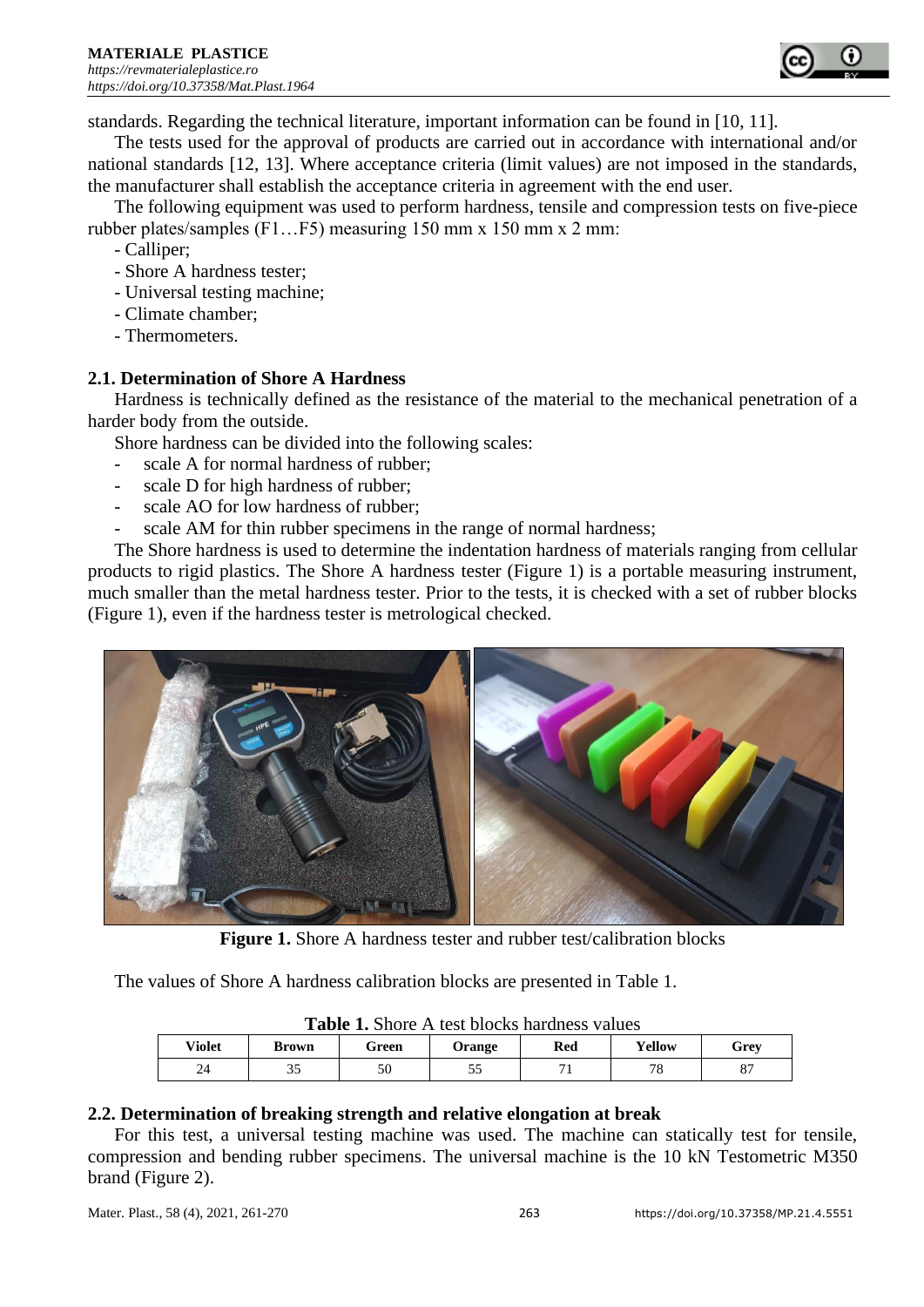standards. Regarding the technical literature, important information can be found in [10, 11].

The tests used for the approval of products are carried out in accordance with international and/or national standards [12, 13]. Where acceptance criteria (limit values) are not imposed in the standards, the manufacturer shall establish the acceptance criteria in agreement with the end user.

The following equipment was used to perform hardness, tensile and compression tests on five-piece rubber plates/samples (F1…F5) measuring 150 mm x 150 mm x 2 mm:

- Calliper;
- Shore A hardness tester;
- Universal testing machine;
- Climate chamber;
- Thermometers.

### 2.1. Determination of Shore A Hardness

Hardness is technically defined as the resistance of the material to the mechanical penetration of a harder body from the outside.

Shore hardness can be divided into the following scales:

- scale A for normal hardness of rubber;
- scale D for high hardness of rubber;
- scale AO for low hardness of rubber;
- scale AM for thin rubber specimens in the range of normal hardness;

The Shore hardness is used to determine the indentation hardness of materials ranging from cellular products to rigid plastics. The Shore A hardness tester (Figure 1) is a portable measuring instrument, much smaller than the metal hardness tester. Prior to the tests, it is checked with a set of rubber blocks (Figure 1), even if the hardness tester is metrological checked.

**Figure 1.** Shore A hardness tester and rubber test/calibration blocks

The values of Shore A hardness calibration blocks are presented in Table 1.

**Table 1.** Shore A test blocks hardness values

| Violet | Brown | Green | Orange | Red | Yellow | Grey |
|---|---|---|---|---|---|---|
| 24 | 35 | 50 | 55 | 71 | 78 | 87 |

### 2.2. Determination of breaking strength and relative elongation at break

For this test, a universal testing machine was used. The machine can statically test for tensile, compression and bending rubber specimens. The universal machine is the 10 kN Testometric M350 brand (Figure 2).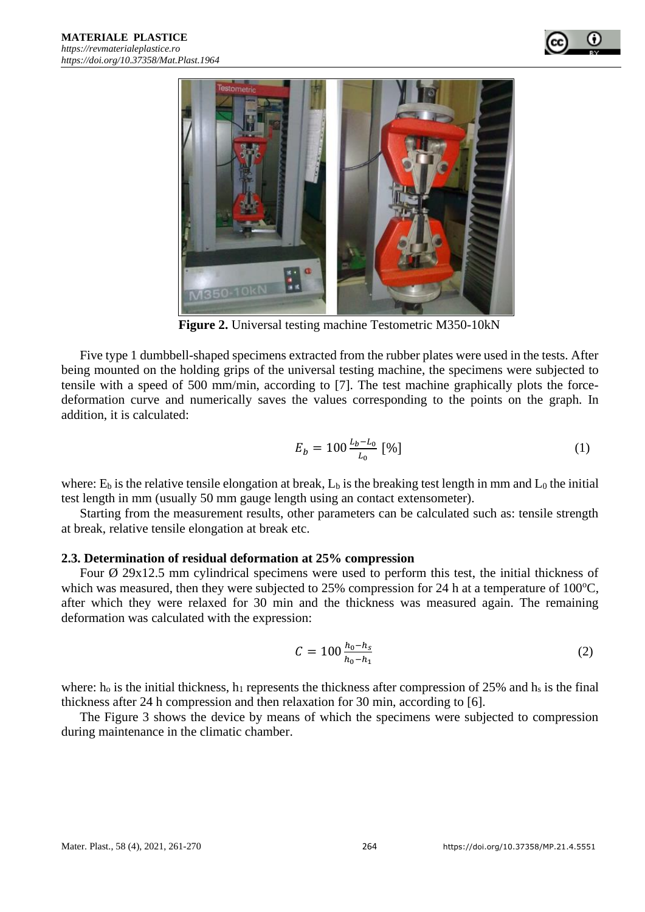**Figure 2.** Universal testing machine Testometric M350-10kN

Five type 1 dumbbell-shaped specimens extracted from the rubber plates were used in the tests. After being mounted on the holding grips of the universal testing machine, the specimens were subjected to tensile with a speed of 500 mm/min, according to [7]. The test machine graphically plots the force-deformation curve and numerically saves the values corresponding to the points on the graph. In addition, it is calculated:

$$E_b = 100 \frac{L_b - L_0}{L_0} \ [\%] \tag{1}$$

where: $E_b$ is the relative tensile elongation at break, $L_b$ is the breaking test length in mm and $L_0$ the initial test length in mm (usually 50 mm gauge length using an contact extensometer).

Starting from the measurement results, other parameters can be calculated such as: tensile strength at break, relative tensile elongation at break etc.

### 2.3. Determination of residual deformation at 25% compression

Four Ø 29x12.5 mm cylindrical specimens were used to perform this test, the initial thickness of which was measured, then they were subjected to 25% compression for 24 h at a temperature of 100°C, after which they were relaxed for 30 min and the thickness was measured again. The remaining deformation was calculated with the expression:

$$C = 100 \frac{h_0 - h_s}{h_0 - h_1} \tag{2}$$

where: $h_o$ is the initial thickness, $h_1$ represents the thickness after compression of 25% and $h_s$ is the final thickness after 24 h compression and then relaxation for 30 min, according to [6].

The Figure 3 shows the device by means of which the specimens were subjected to compression during maintenance in the climatic chamber.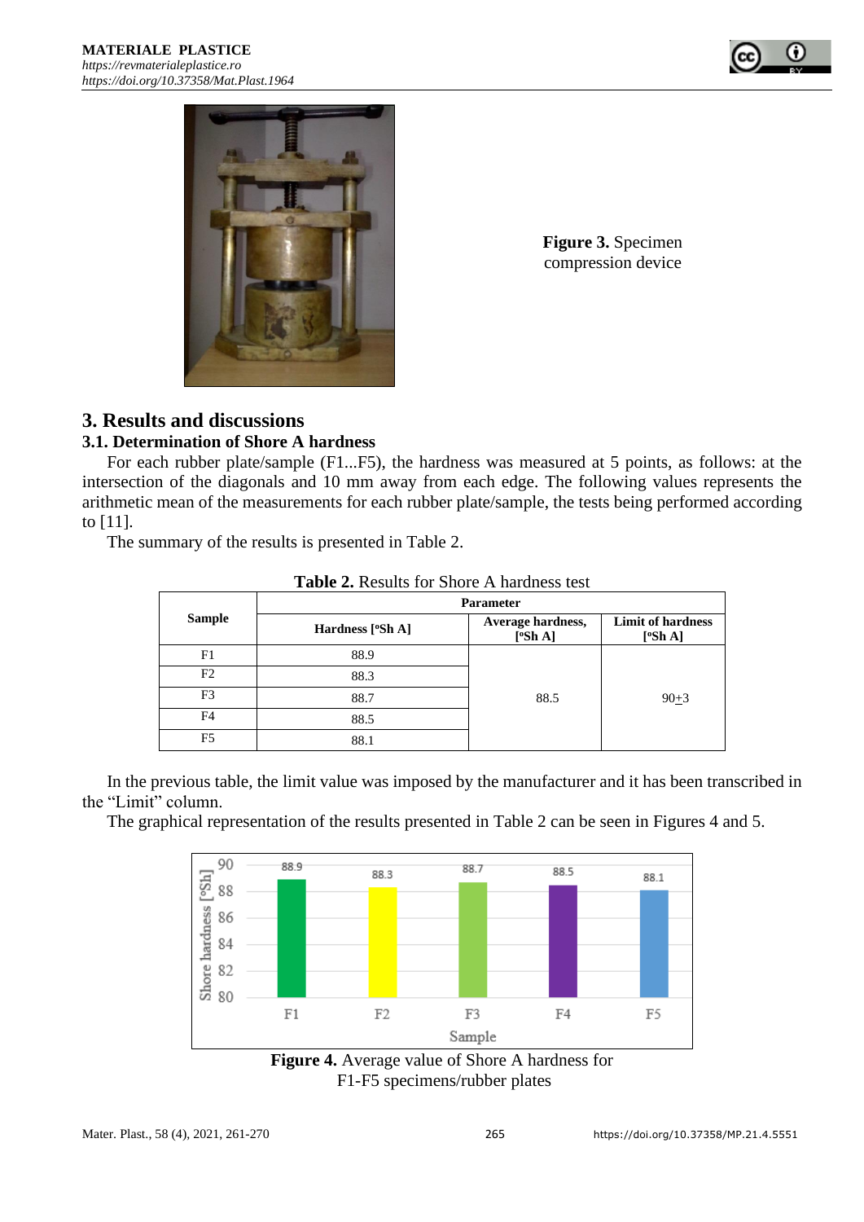Figure 3. Specimen compression device

## 3. Results and discussions

### 3.1. Determination of Shore A hardness

For each rubber plate/sample (F1...F5), the hardness was measured at 5 points, as follows: at the intersection of the diagonals and 10 mm away from each edge. The following values represents the arithmetic mean of the measurements for each rubber plate/sample, the tests being performed according to [11].

The summary of the results is presented in Table 2.

**Table 2.** Results for Shore A hardness test

| Sample | Parameter | | |
|---|---|---|---|
| | Hardness [ºSh A] | Average hardness, [ºSh A] | Limit of hardness [ºSh A] |
| F1 | 88.9 | 88.5 | 90±3 |
| F2 | 88.3 | | |
| F3 | 88.7 | | |
| F4 | 88.5 | | |
| F5 | 88.1 | | |

In the previous table, the limit value was imposed by the manufacturer and it has been transcribed in the "Limit" column.

The graphical representation of the results presented in Table 2 can be seen in Figures 4 and 5.

**Figure 4.** Average value of Shore A hardness for F1-F5 specimens/rubber plates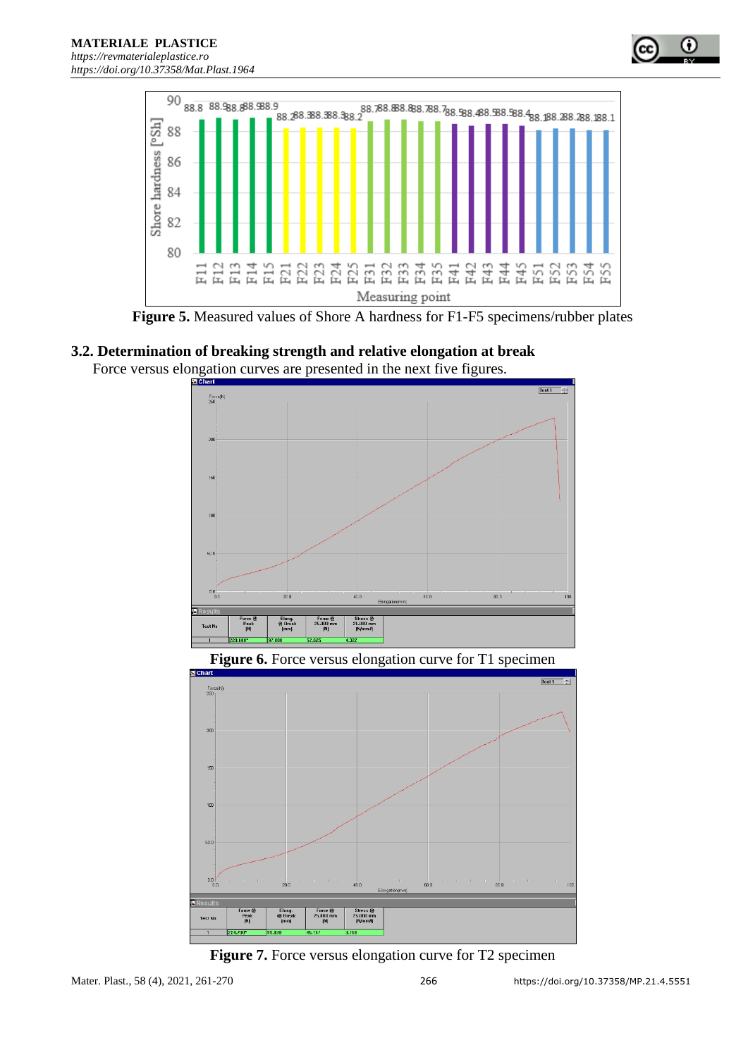Figure 5. Measured values of Shore A hardness for F1-F5 specimens/rubber plates

### 3.2. Determination of breaking strength and relative elongation at break

Force versus elongation curves are presented in the next five figures.

Figure 6. Force versus elongation curve for T1 specimen

Figure 7. Force versus elongation curve for T2 specimen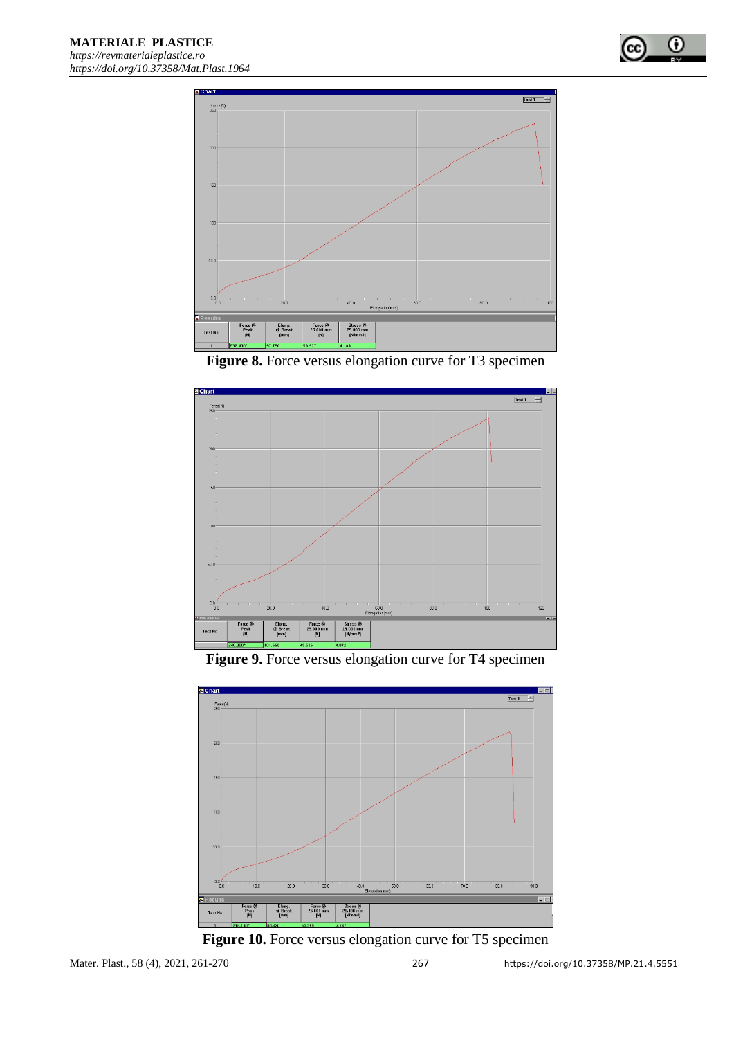Figure 8. Force versus elongation curve for T3 specimen

Figure 9. Force versus elongation curve for T4 specimen

Figure 10. Force versus elongation curve for T5 specimen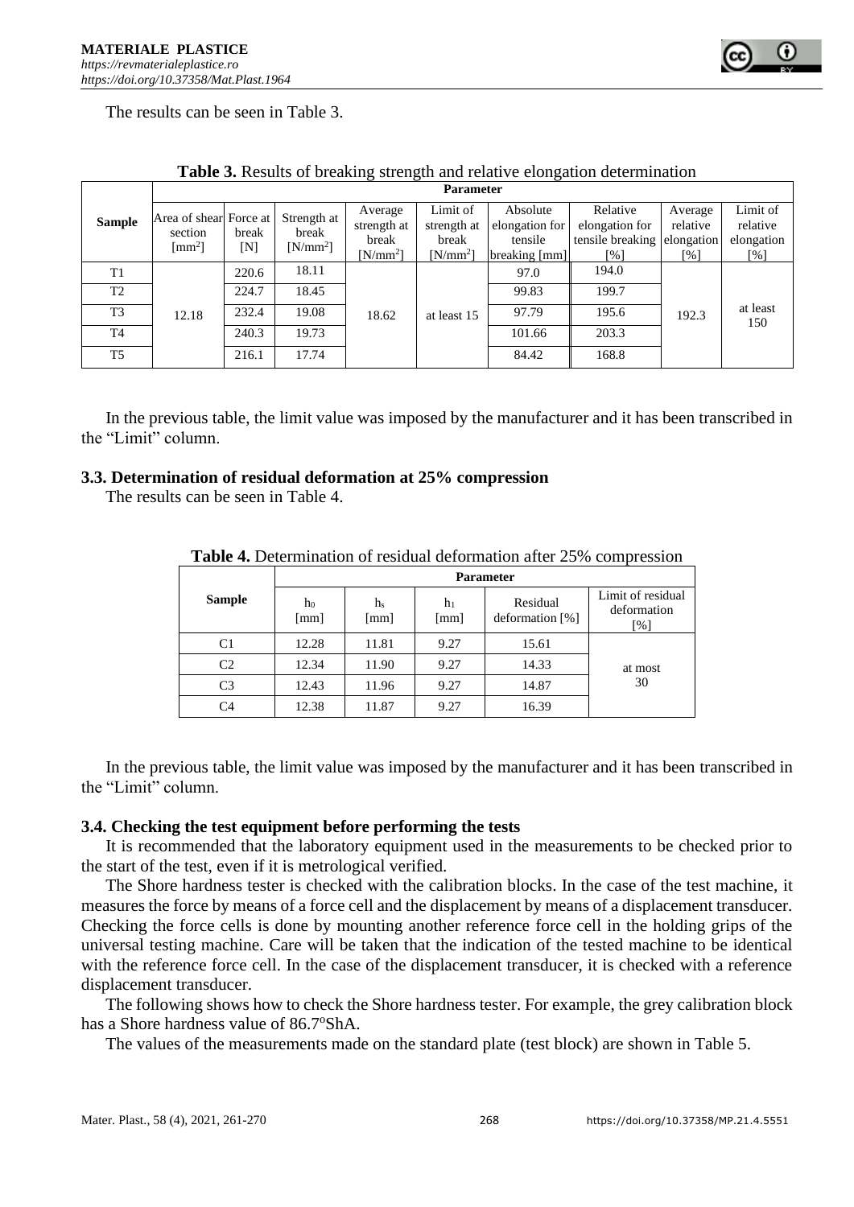The results can be seen in Table 3.

**Table 3.** Results of breaking strength and relative elongation determination

| Sample | Parameter | | | | | | | | |
|---|---|---|---|---|---|---|---|---|---|
| | Area of shear section [$mm^2$] | Force at break [N] | Strength at break [$N/mm^2$] | Average strength at break [$N/mm^2$] | Limit of strength at break [$N/mm^2$] | Absolute elongation for tensile breaking [mm] | Relative elongation for tensile breaking [%] | Average relative elongation [%] | Limit of relative elongation [%] |
| T1 | 12.18 | 220.6 | 18.11 | 18.62 | at least 15 | 97.0 | 194.0 | 192.3 | at least 150 |
| T2 | | 224.7 | 18.45 | | | 99.83 | 199.7 | | |
| T3 | | 232.4 | 19.08 | | | 97.79 | 195.6 | | |
| T4 | | 240.3 | 19.73 | | | 101.66 | 203.3 | | |
| T5 | | 216.1 | 17.74 | | | 84.42 | 168.8 | | |

In the previous table, the limit value was imposed by the manufacturer and it has been transcribed in the "Limit" column.

### 3.3. Determination of residual deformation at 25% compression

The results can be seen in Table 4.

**Table 4.** Determination of residual deformation after 25% compression

| Sample | Parameter | | | | |
|---|---|---|---|---|---|
| | $h_0$ [mm] | $h_s$ [mm] | $h_1$ [mm] | Residual deformation [%] | Limit of residual deformation [%] |
| C1 | 12.28 | 11.81 | 9.27 | 15.61 | at most 30 |
| C2 | 12.34 | 11.90 | 9.27 | 14.33 | |
| C3 | 12.43 | 11.96 | 9.27 | 14.87 | |
| C4 | 12.38 | 11.87 | 9.27 | 16.39 | |

In the previous table, the limit value was imposed by the manufacturer and it has been transcribed in the "Limit" column.

### 3.4. Checking the test equipment before performing the tests

It is recommended that the laboratory equipment used in the measurements to be checked prior to the start of the test, even if it is metrological verified.

The Shore hardness tester is checked with the calibration blocks. In the case of the test machine, it measures the force by means of a force cell and the displacement by means of a displacement transducer. Checking the force cells is done by mounting another reference force cell in the holding grips of the universal testing machine. Care will be taken that the indication of the tested machine to be identical with the reference force cell. In the case of the displacement transducer, it is checked with a reference displacement transducer.

The following shows how to check the Shore hardness tester. For example, the grey calibration block has a Shore hardness value of 86.7°ShA.

The values of the measurements made on the standard plate (test block) are shown in Table 5.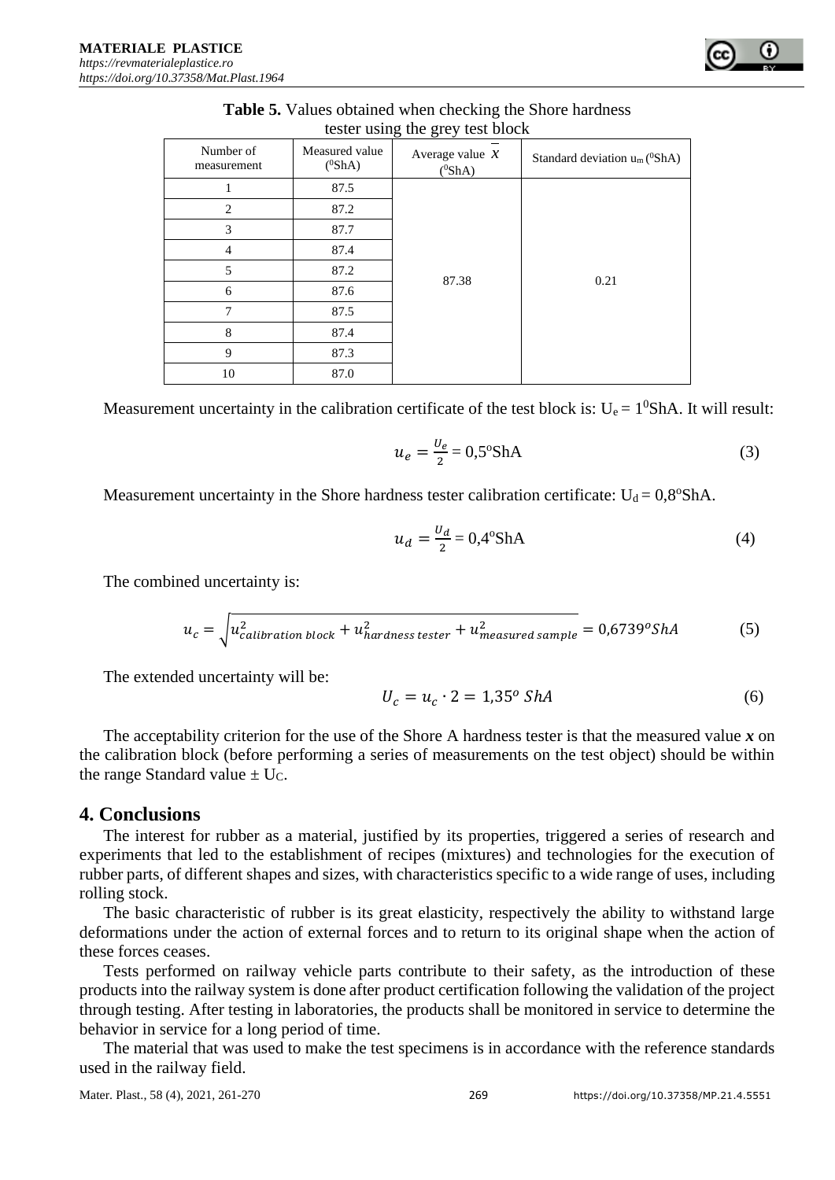**Table 5.** Values obtained when checking the Shore hardness tester using the grey test block

| Number of measurement | Measured value ($^0$ShA) | Average value $\overline{x}$ ($^0$ShA) | Standard deviation $u_m$ ($^0$ShA) |
|---|---|---|---|
| 1 | 87.5 | 87.38 | 0.21 |
| 2 | 87.2 | | |
| 3 | 87.7 | | |
| 4 | 87.4 | | |
| 5 | 87.2 | | |
| 6 | 87.6 | | |
| 7 | 87.5 | | |
| 8 | 87.4 | | |
| 9 | 87.3 | | |
| 10 | 87.0 | | |

Measurement uncertainty in the calibration certificate of the test block is: $U_e = 1^0$ShA. It will result:

$$u_e = \frac{U_e}{2} = 0{,}5^o\text{ShA} \tag{3}$$

Measurement uncertainty in the Shore hardness tester calibration certificate: $U_d = 0{,}8^o$ShA.

$$u_d = \frac{U_d}{2} = 0{,}4^o\text{ShA} \tag{4}$$

The combined uncertainty is:

$$u_c = \sqrt{u_{calibration\ block}^2 + u_{hardness\ tester}^2 + u_{measured\ sample}^2} = 0{,}6739^o ShA \tag{5}$$

The extended uncertainty will be:

$$U_c = u_c \cdot 2 = 1{,}35^o\ ShA \tag{6}$$

The acceptability criterion for the use of the Shore A hardness tester is that the measured value ***x*** on the calibration block (before performing a series of measurements on the test object) should be within the range Standard value ± $U_C$.

## 4. Conclusions

The interest for rubber as a material, justified by its properties, triggered a series of research and experiments that led to the establishment of recipes (mixtures) and technologies for the execution of rubber parts, of different shapes and sizes, with characteristics specific to a wide range of uses, including rolling stock.

The basic characteristic of rubber is its great elasticity, respectively the ability to withstand large deformations under the action of external forces and to return to its original shape when the action of these forces ceases.

Tests performed on railway vehicle parts contribute to their safety, as the introduction of these products into the railway system is done after product certification following the validation of the project through testing. After testing in laboratories, the products shall be monitored in service to determine the behavior in service for a long period of time.

The material that was used to make the test specimens is in accordance with the reference standards used in the railway field.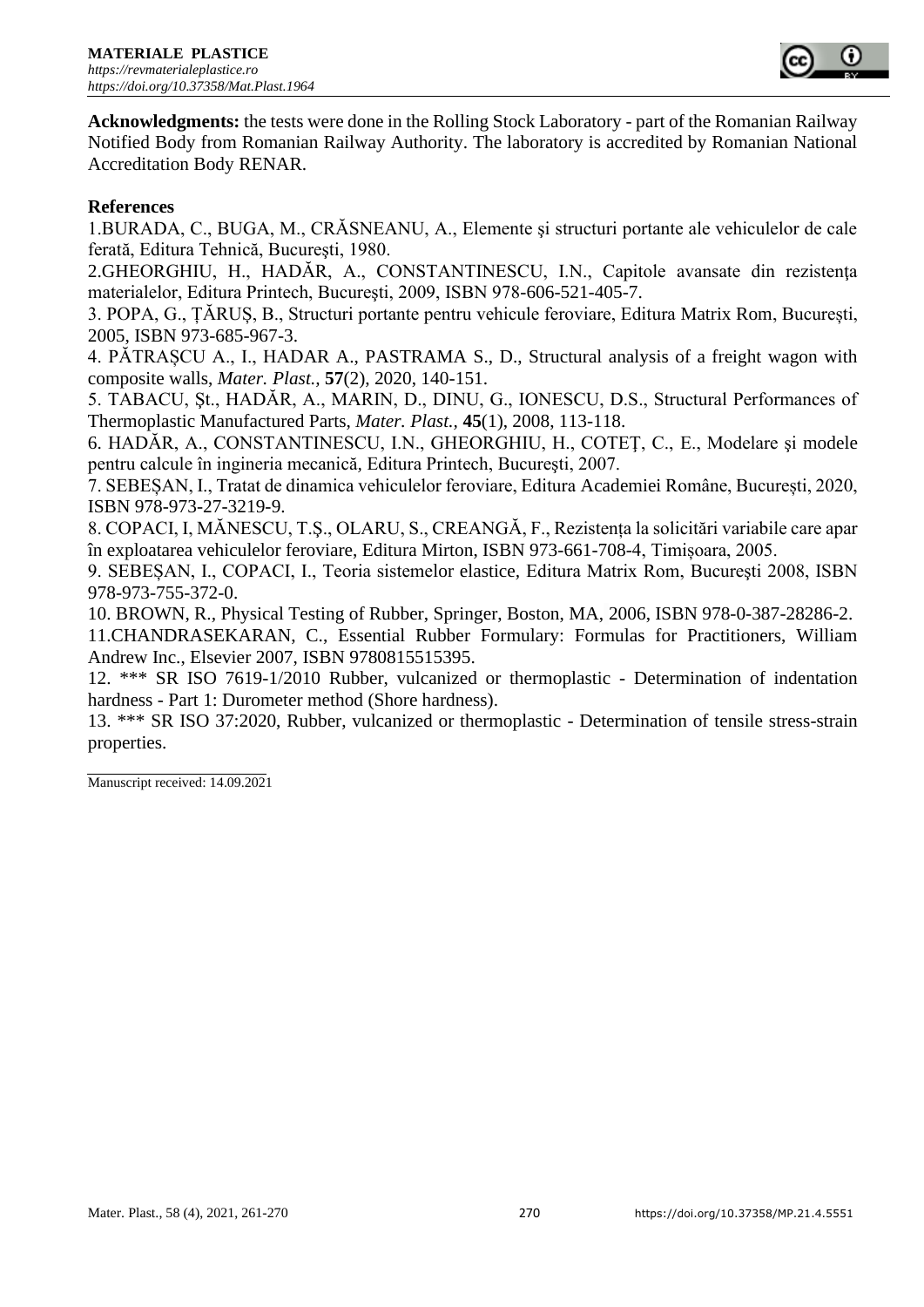**Acknowledgments:** the tests were done in the Rolling Stock Laboratory - part of the Romanian Railway Notified Body from Romanian Railway Authority. The laboratory is accredited by Romanian National Accreditation Body RENAR.

**References**

1.BURADA, C., BUGA, M., CRĂSNEANU, A., Elemente şi structuri portante ale vehiculelor de cale ferată, Editura Tehnică, Bucureşti, 1980.

2.GHEORGHIU, H., HADĂR, A., CONSTANTINESCU, I.N., Capitole avansate din rezistenţa materialelor, Editura Printech, Bucureşti, 2009, ISBN 978-606-521-405-7.

3. POPA, G., ȚĂRUȘ, B., Structuri portante pentru vehicule feroviare, Editura Matrix Rom, București, 2005, ISBN 973-685-967-3.

4. PĂTRAȘCU A., I., HADAR A., PASTRAMA S., D., Structural analysis of a freight wagon with composite walls, *Mater. Plast.,* **57**(2), 2020, 140-151.

5. TABACU, Şt., HADĂR, A., MARIN, D., DINU, G., IONESCU, D.S., Structural Performances of Thermoplastic Manufactured Parts, *Mater. Plast.,* **45**(1), 2008, 113-118.

6. HADĂR, A., CONSTANTINESCU, I.N., GHEORGHIU, H., COTEŢ, C., E., Modelare şi modele pentru calcule în ingineria mecanică, Editura Printech, Bucureşti, 2007.

7. SEBEȘAN, I., Tratat de dinamica vehiculelor feroviare, Editura Academiei Române, București, 2020, ISBN 978-973-27-3219-9.

8. COPACI, I, MĂNESCU, T.Ș., OLARU, S., CREANGĂ, F., Rezistența la solicitări variabile care apar în exploatarea vehiculelor feroviare, Editura Mirton, ISBN 973-661-708-4, Timișoara, 2005.

9. SEBEȘAN, I., COPACI, I., Teoria sistemelor elastice, Editura Matrix Rom, Bucureşti 2008, ISBN 978-973-755-372-0.

10. BROWN, R., Physical Testing of Rubber, Springer, Boston, MA, 2006, ISBN 978-0-387-28286-2.

11.CHANDRASEKARAN, C., Essential Rubber Formulary: Formulas for Practitioners, William Andrew Inc., Elsevier 2007, ISBN 9780815515395.

12. *** SR ISO 7619-1/2010 Rubber, vulcanized or thermoplastic - Determination of indentation hardness - Part 1: Durometer method (Shore hardness).

13. *** SR ISO 37:2020, Rubber, vulcanized or thermoplastic - Determination of tensile stress-strain properties.

Manuscript received: 14.09.2021